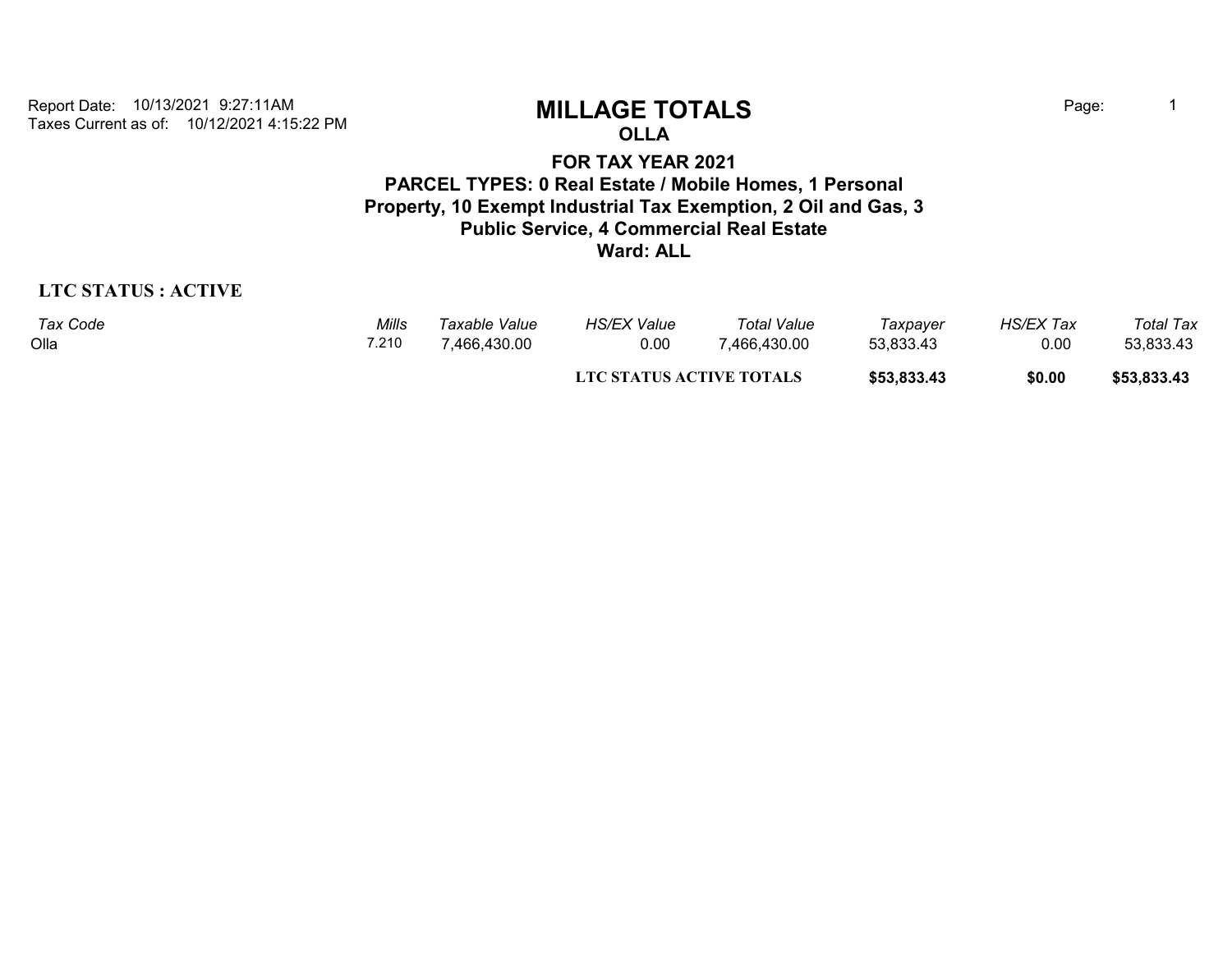Report Date: 10/13/2021 9:27:11AM
Taxes Current as of: 10/12/2021 4:15:22 PM

# MILLAGE TOTALS

## OLLA

### FOR TAX YEAR 2021

### PARCEL TYPES: 0 Real Estate / Mobile Homes, 1 Personal Property, 10 Exempt Industrial Tax Exemption, 2 Oil and Gas, 3 Public Service, 4 Commercial Real Estate

### Ward: ALL

**LTC STATUS : ACTIVE**

| *Tax Code* | *Mills* | *Taxable Value* | *HS/EX Value* | *Total Value* | *Taxpayer* | *HS/EX Tax* | *Total Tax* |
|---|---|---|---|---|---|---|---|
| Olla | 7.210 | 7,466,430.00 | 0.00 | 7,466,430.00 | 53,833.43 | 0.00 | 53,833.43 |
| | | | **LTC STATUS ACTIVE TOTALS** | | **$53,833.43** | **$0.00** | **$53,833.43** |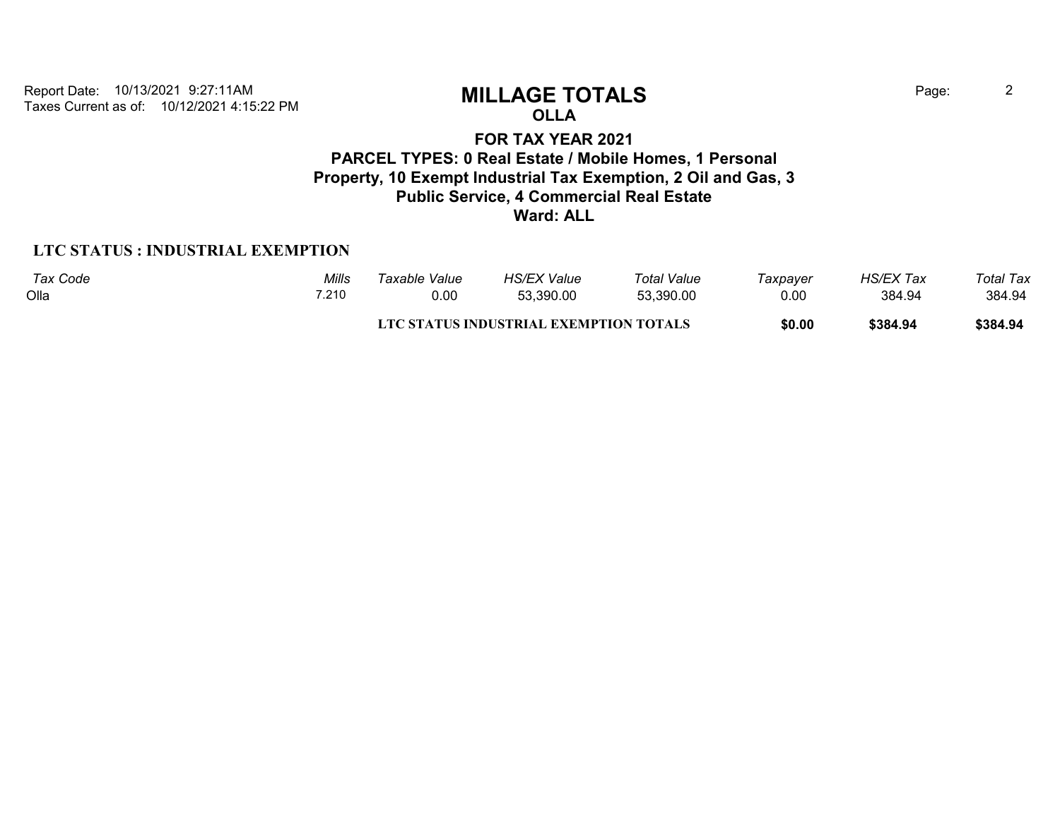Report Date: 10/13/2021 9:27:11AM
Taxes Current as of: 10/12/2021 4:15:22 PM

# MILLAGE TOTALS

## OLLA

### FOR TAX YEAR 2021

### PARCEL TYPES: 0 Real Estate / Mobile Homes, 1 Personal Property, 10 Exempt Industrial Tax Exemption, 2 Oil and Gas, 3 Public Service, 4 Commercial Real Estate

### Ward: ALL

**LTC STATUS : INDUSTRIAL EXEMPTION**

| *Tax Code* | *Mills* | *Taxable Value* | *HS/EX Value* | *Total Value* | *Taxpayer* | *HS/EX Tax* | *Total Tax* |
|---|---|---|---|---|---|---|---|
| Olla | 7.210 | 0.00 | 53,390.00 | 53,390.00 | 0.00 | 384.94 | 384.94 |
| | | **LTC STATUS INDUSTRIAL EXEMPTION TOTALS** | | | **$0.00** | **$384.94** | **$384.94** |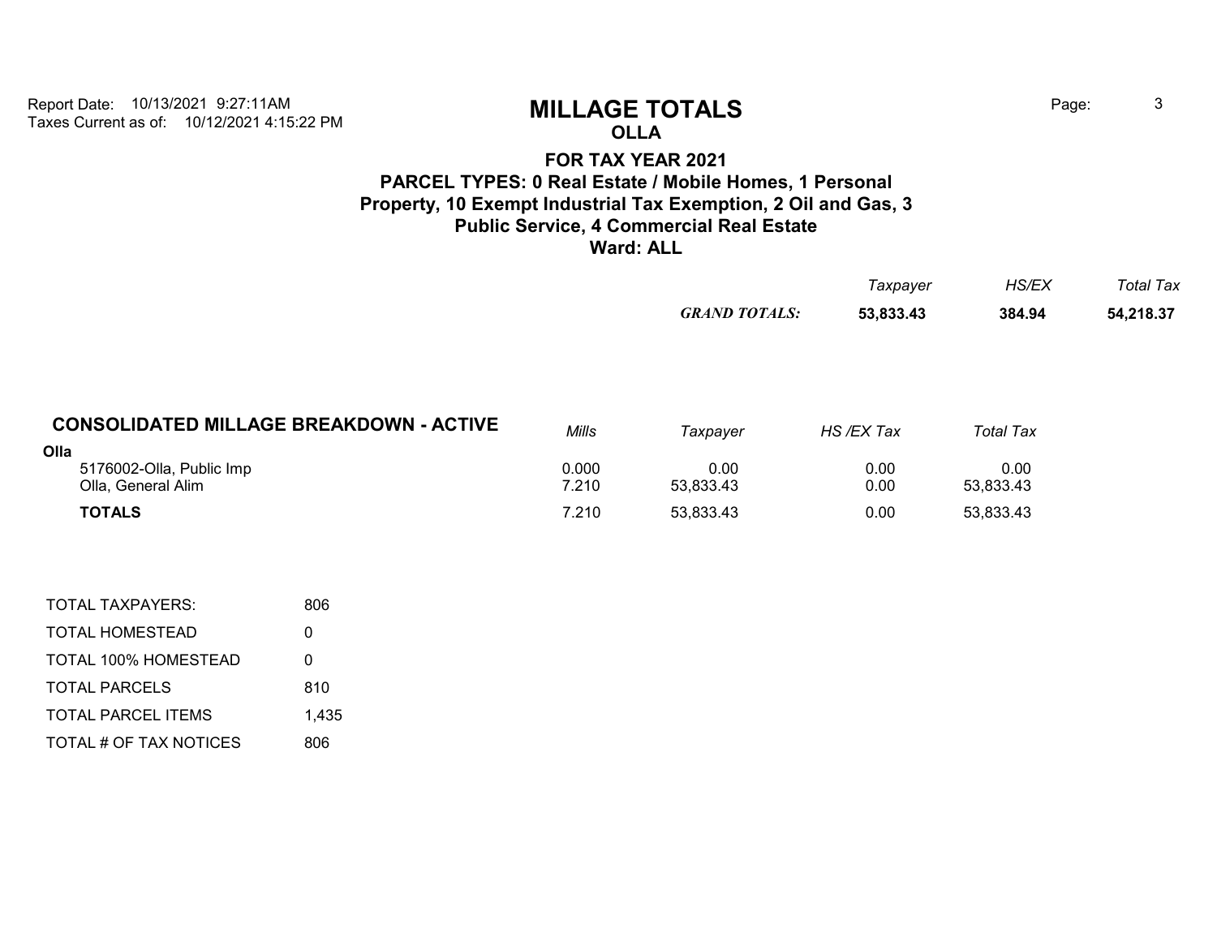Report Date: 10/13/2021 9:27:11AM
Taxes Current as of: 10/12/2021 4:15:22 PM

# MILLAGE TOTALS

## OLLA

### FOR TAX YEAR 2021

### PARCEL TYPES: 0 Real Estate / Mobile Homes, 1 Personal Property, 10 Exempt Industrial Tax Exemption, 2 Oil and Gas, 3 Public Service, 4 Commercial Real Estate

### Ward: ALL

| | *Taxpayer* | *HS/EX* | *Total Tax* |
|---|---|---|---|
| ***GRAND TOTALS:*** | **53,833.43** | **384.94** | **54,218.37** |

## CONSOLIDATED MILLAGE BREAKDOWN - ACTIVE

| | *Mills* | *Taxpayer* | *HS /EX Tax* | *Total Tax* |
|---|---|---|---|---|
| **Olla** | | | | |
| 5176002-Olla, Public Imp | 0.000 | 0.00 | 0.00 | 0.00 |
| Olla, General Alim | 7.210 | 53,833.43 | 0.00 | 53,833.43 |
| **TOTALS** | 7.210 | 53,833.43 | 0.00 | 53,833.43 |

| | |
|---|---|
| TOTAL TAXPAYERS: | 806 |
| TOTAL HOMESTEAD | 0 |
| TOTAL 100% HOMESTEAD | 0 |
| TOTAL PARCELS | 810 |
| TOTAL PARCEL ITEMS | 1,435 |
| TOTAL # OF TAX NOTICES | 806 |